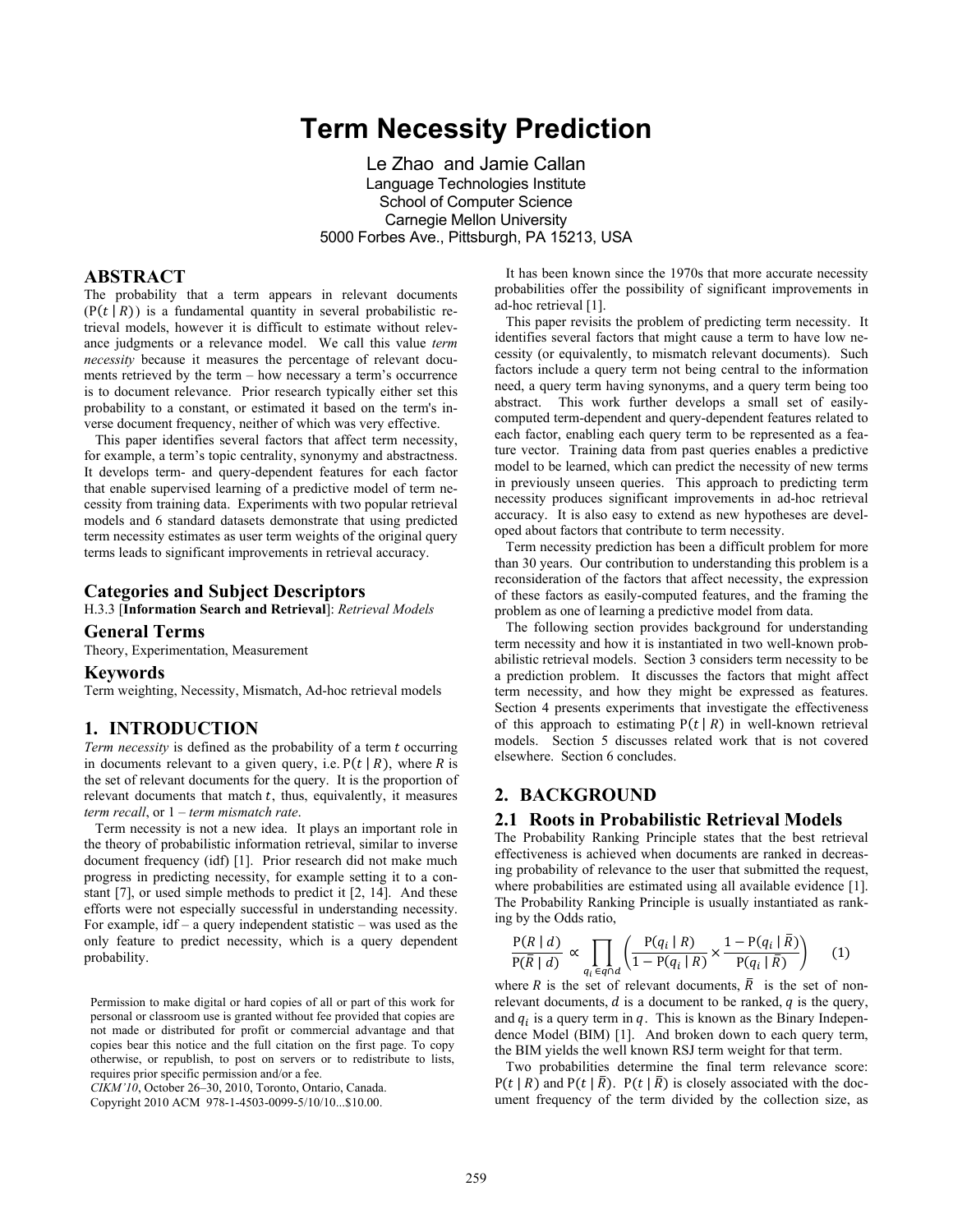# Term Necessity Prediction

Le Zhao and Jamie Callan
Language Technologies Institute
School of Computer Science
Carnegie Mellon University
5000 Forbes Ave., Pittsburgh, PA 15213, USA

## ABSTRACT

The probability that a term appears in relevant documents ($\text{P}(t \mid R)$) is a fundamental quantity in several probabilistic retrieval models, however it is difficult to estimate without relevance judgments or a relevance model. We call this value *term necessity* because it measures the percentage of relevant documents retrieved by the term – how necessary a term's occurrence is to document relevance. Prior research typically either set this probability to a constant, or estimated it based on the term's inverse document frequency, neither of which was very effective.

This paper identifies several factors that affect term necessity, for example, a term's topic centrality, synonymy and abstractness. It develops term- and query-dependent features for each factor that enable supervised learning of a predictive model of term necessity from training data. Experiments with two popular retrieval models and 6 standard datasets demonstrate that using predicted term necessity estimates as user term weights of the original query terms leads to significant improvements in retrieval accuracy.

## Categories and Subject Descriptors

H.3.3 [**Information Search and Retrieval**]: *Retrieval Models*

## General Terms

Theory, Experimentation, Measurement

## Keywords

Term weighting, Necessity, Mismatch, Ad-hoc retrieval models

## 1. INTRODUCTION

*Term necessity* is defined as the probability of a term $t$ occurring in documents relevant to a given query, i.e. $\text{P}(t \mid R)$, where $R$ is the set of relevant documents for the query. It is the proportion of relevant documents that match $t$, thus, equivalently, it measures *term recall*, or 1 – *term mismatch rate*.

Term necessity is not a new idea. It plays an important role in the theory of probabilistic information retrieval, similar to inverse document frequency (idf) [1]. Prior research did not make much progress in predicting necessity, for example setting it to a constant [7], or used simple methods to predict it [2, 14]. And these efforts were not especially successful in understanding necessity. For example, idf – a query independent statistic – was used as the only feature to predict necessity, which is a query dependent probability.

Permission to make digital or hard copies of all or part of this work for personal or classroom use is granted without fee provided that copies are not made or distributed for profit or commercial advantage and that copies bear this notice and the full citation on the first page. To copy otherwise, or republish, to post on servers or to redistribute to lists, requires prior specific permission and/or a fee.
*CIKM'10*, October 26–30, 2010, Toronto, Ontario, Canada.
Copyright 2010 ACM 978-1-4503-0099-5/10/10...$10.00.

It has been known since the 1970s that more accurate necessity probabilities offer the possibility of significant improvements in ad-hoc retrieval [1].

This paper revisits the problem of predicting term necessity. It identifies several factors that might cause a term to have low necessity (or equivalently, to mismatch relevant documents). Such factors include a query term not being central to the information need, a query term having synonyms, and a query term being too abstract. This work further develops a small set of easily-computed term-dependent and query-dependent features related to each factor, enabling each query term to be represented as a feature vector. Training data from past queries enables a predictive model to be learned, which can predict the necessity of new terms in previously unseen queries. This approach to predicting term necessity produces significant improvements in ad-hoc retrieval accuracy. It is also easy to extend as new hypotheses are developed about factors that contribute to term necessity.

Term necessity prediction has been a difficult problem for more than 30 years. Our contribution to understanding this problem is a reconsideration of the factors that affect necessity, the expression of these factors as easily-computed features, and the framing the problem as one of learning a predictive model from data.

The following section provides background for understanding term necessity and how it is instantiated in two well-known probabilistic retrieval models. Section 3 considers term necessity to be a prediction problem. It discusses the factors that might affect term necessity, and how they might be expressed as features. Section 4 presents experiments that investigate the effectiveness of this approach to estimating $\text{P}(t \mid R)$ in well-known retrieval models. Section 5 discusses related work that is not covered elsewhere. Section 6 concludes.

## 2. BACKGROUND

### 2.1 Roots in Probabilistic Retrieval Models

The Probability Ranking Principle states that the best retrieval effectiveness is achieved when documents are ranked in decreasing probability of relevance to the user that submitted the request, where probabilities are estimated using all available evidence [1]. The Probability Ranking Principle is usually instantiated as ranking by the Odds ratio,

$$\frac{\text{P}(R \mid d)}{\text{P}(\bar{R} \mid d)} \propto \prod_{q_i \in q \cap d} \left( \frac{\text{P}(q_i \mid R)}{1 - \text{P}(q_i \mid R)} \times \frac{1 - \text{P}(q_i \mid \bar{R})}{\text{P}(q_i \mid \bar{R})} \right) \quad (1)$$

where $R$ is the set of relevant documents, $\bar{R}$ is the set of non-relevant documents, $d$ is a document to be ranked, $q$ is the query, and $q_i$ is a query term in $q$. This is known as the Binary Independence Model (BIM) [1]. And broken down to each query term, the BIM yields the well known RSJ term weight for that term.

Two probabilities determine the final term relevance score: $\text{P}(t \mid R)$ and $\text{P}(t \mid \bar{R})$. $\text{P}(t \mid \bar{R})$ is closely associated with the document frequency of the term divided by the collection size, as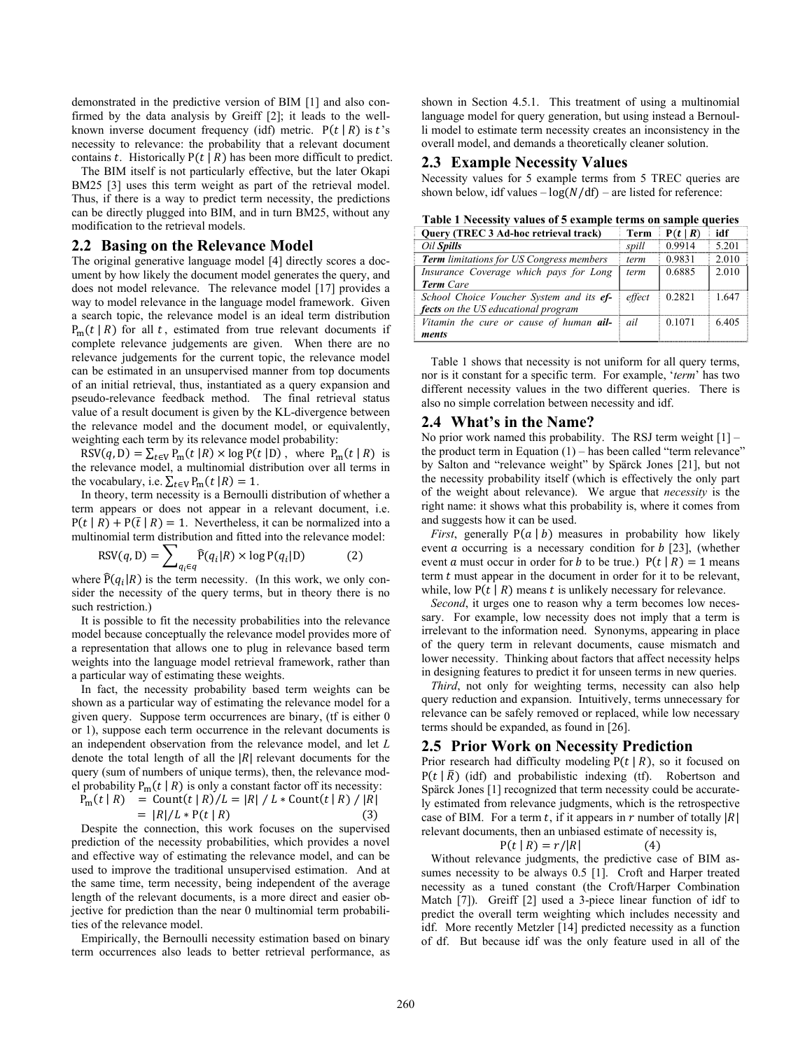demonstrated in the predictive version of BIM [1] and also confirmed by the data analysis by Greiff [2]; it leads to the well-known inverse document frequency (idf) metric. $\mathrm{P}(t \mid R)$ is $t$'s necessity to relevance: the probability that a relevant document contains $t$. Historically $\mathrm{P}(t \mid R)$ has been more difficult to predict.

The BIM itself is not particularly effective, but the later Okapi BM25 [3] uses this term weight as part of the retrieval model. Thus, if there is a way to predict term necessity, the predictions can be directly plugged into BIM, and in turn BM25, without any modification to the retrieval models.

## 2.2 Basing on the Relevance Model

The original generative language model [4] directly scores a document by how likely the document model generates the query, and does not model relevance. The relevance model [17] provides a way to model relevance in the language model framework. Given a search topic, the relevance model is an ideal term distribution $\mathrm{P_m}(t \mid R)$ for all $t$, estimated from true relevant documents if complete relevance judgements are given. When there are no relevance judgements for the current topic, the relevance model can be estimated in an unsupervised manner from top documents of an initial retrieval, thus, instantiated as a query expansion and pseudo-relevance feedback method. The final retrieval status value of a result document is given by the KL-divergence between the relevance model and the document model, or equivalently, weighting each term by its relevance model probability:

$\mathrm{RSV}(q, \mathrm{D}) = \sum_{t \in \mathrm{V}} \mathrm{P_m}(t \mid R) \times \log \mathrm{P}(t \mid \mathrm{D})$, where $\mathrm{P_m}(t \mid R)$ is the relevance model, a multinomial distribution over all terms in the vocabulary, i.e. $\sum_{t \in \mathrm{V}} \mathrm{P_m}(t \mid R) = 1$.

In theory, term necessity is a Bernoulli distribution of whether a term appears or does not appear in a relevant document, i.e. $\mathrm{P}(t \mid R) + \mathrm{P}(\bar{t} \mid R) = 1$. Nevertheless, it can be normalized into a multinomial term distribution and fitted into the relevance model:

$$\mathrm{RSV}(q, \mathrm{D}) = \sum_{q_i \in q} \widehat{\mathrm{P}}(q_i \mid R) \times \log \mathrm{P}(q_i \mid \mathrm{D}) \qquad (2)$$

where $\widehat{\mathrm{P}}(q_i \mid R)$ is the term necessity. (In this work, we only consider the necessity of the query terms, but in theory there is no such restriction.)

It is possible to fit the necessity probabilities into the relevance model because conceptually the relevance model provides more of a representation that allows one to plug in relevance based term weights into the language model retrieval framework, rather than a particular way of estimating these weights.

In fact, the necessity probability based term weights can be shown as a particular way of estimating the relevance model for a given query. Suppose term occurrences are binary, (tf is either 0 or 1), suppose each term occurrence in the relevant documents is an independent observation from the relevance model, and let $L$ denote the total length of all the $|R|$ relevant documents for the query (sum of numbers of unique terms), then, the relevance model probability $\mathrm{P_m}(t \mid R)$ is only a constant factor off its necessity:

$$\begin{aligned} \mathrm{P_m}(t \mid R) &= \mathrm{Count}(t \mid R) / L = |R| \,/\, L * \mathrm{Count}(t \mid R) \,/\, |R| \\ &= |R| / L * \mathrm{P}(t \mid R) \qquad (3) \end{aligned}$$

Despite the connection, this work focuses on the supervised prediction of the necessity probabilities, which provides a novel and effective way of estimating the relevance model, and can be used to improve the traditional unsupervised estimation. And at the same time, term necessity, being independent of the average length of the relevant documents, is a more direct and easier objective for prediction than the near 0 multinomial term probabilities of the relevance model.

Empirically, the Bernoulli necessity estimation based on binary term occurrences also leads to better retrieval performance, as shown in Section 4.5.1. This treatment of using a multinomial language model for query generation, but using instead a Bernoulli model to estimate term necessity creates an inconsistency in the overall model, and demands a theoretically cleaner solution.

## 2.3 Example Necessity Values

Necessity values for 5 example terms from 5 TREC queries are shown below, idf values – $\log(N/\mathrm{df})$ – are listed for reference:

**Table 1 Necessity values of 5 example terms on sample queries**

| Query (TREC 3 Ad-hoc retrieval track) | Term | $\mathrm{P}(t \mid R)$ | idf |
|---|---|---|---|
| *Oil **Spills*** | *spill* | 0.9914 | 5.201 |
| ***Term** limitations for US Congress members* | *term* | 0.9831 | 2.010 |
| *Insurance Coverage which pays for Long **Term** Care* | *term* | 0.6885 | 2.010 |
| *School Choice Voucher System and its **effects** on the US educational program* | *effect* | 0.2821 | 1.647 |
| *Vitamin the cure or cause of human **ailments*** | *ail* | 0.1071 | 6.405 |

Table 1 shows that necessity is not uniform for all query terms, nor is it constant for a specific term. For example, '*term*' has two different necessity values in the two different queries. There is also no simple correlation between necessity and idf.

## 2.4 What's in the Name?

No prior work named this probability. The RSJ term weight [1] – the product term in Equation (1) – has been called "term relevance" by Salton and "relevance weight" by Spärck Jones [21], but not the necessity probability itself (which is effectively the only part of the weight about relevance). We argue that *necessity* is the right name: it shows what this probability is, where it comes from and suggests how it can be used.

*First*, generally $\mathrm{P}(a \mid b)$ measures in probability how likely event $a$ occurring is a necessary condition for $b$ [23], (whether event $a$ must occur in order for $b$ to be true.) $\mathrm{P}(t \mid R) = 1$ means term $t$ must appear in the document in order for it to be relevant, while, low $\mathrm{P}(t \mid R)$ means $t$ is unlikely necessary for relevance.

*Second*, it urges one to reason why a term becomes low necessary. For example, low necessity does not imply that a term is irrelevant to the information need. Synonyms, appearing in place of the query term in relevant documents, cause mismatch and lower necessity. Thinking about factors that affect necessity helps in designing features to predict it for unseen terms in new queries.

*Third*, not only for weighting terms, necessity can also help query reduction and expansion. Intuitively, terms unnecessary for relevance can be safely removed or replaced, while low necessary terms should be expanded, as found in [26].

## 2.5 Prior Work on Necessity Prediction

Prior research had difficulty modeling $\mathrm{P}(t \mid R)$, so it focused on $\mathrm{P}(t \mid \bar{R})$ (idf) and probabilistic indexing (tf). Robertson and Spärck Jones [1] recognized that term necessity could be accurately estimated from relevance judgments, which is the retrospective case of BIM. For a term $t$, if it appears in $r$ number of totally $|R|$ relevant documents, then an unbiased estimate of necessity is,

$$\mathrm{P}(t \mid R) = r / |R| \qquad (4)$$

Without relevance judgments, the predictive case of BIM assumes necessity to be always 0.5 [1]. Croft and Harper treated necessity as a tuned constant (the Croft/Harper Combination Match [7]). Greiff [2] used a 3-piece linear function of idf to predict the overall term weighting which includes necessity and idf. More recently Metzler [14] predicted necessity as a function of df. But because idf was the only feature used in all of the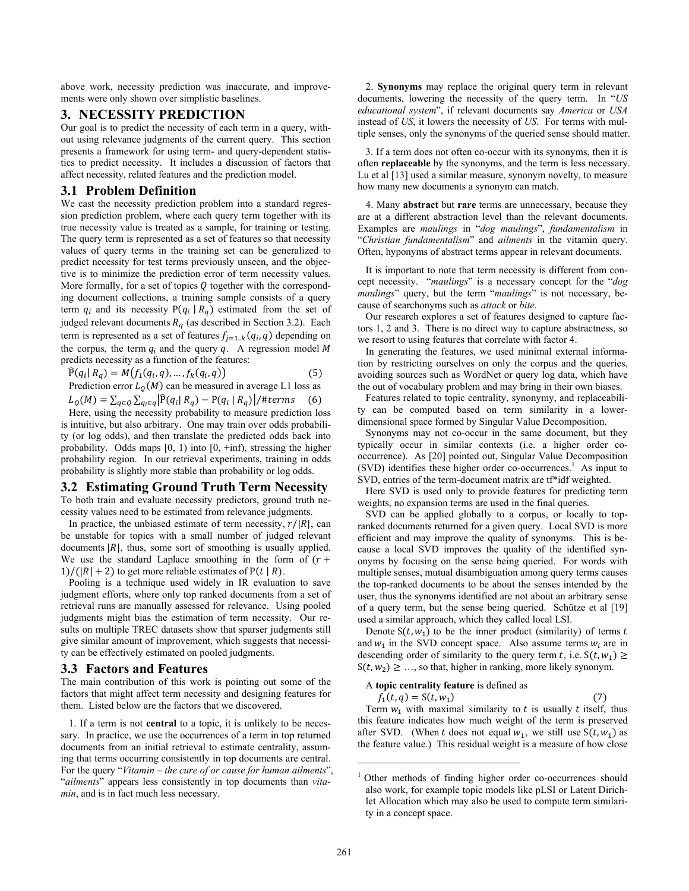above work, necessity prediction was inaccurate, and improvements were only shown over simplistic baselines.

## 3. NECESSITY PREDICTION

Our goal is to predict the necessity of each term in a query, without using relevance judgments of the current query. This section presents a framework for using term- and query-dependent statistics to predict necessity. It includes a discussion of factors that affect necessity, related features and the prediction model.

### 3.1 Problem Definition

We cast the necessity prediction problem into a standard regression prediction problem, where each query term together with its true necessity value is treated as a sample, for training or testing. The query term is represented as a set of features so that necessity values of query terms in the training set can be generalized to predict necessity for test terms previously unseen, and the objective is to minimize the prediction error of term necessity values. More formally, for a set of topics $Q$ together with the corresponding document collections, a training sample consists of a query term $q_i$ and its necessity $\mathrm{P}(q_i \mid R_q)$ estimated from the set of judged relevant documents $R_q$ (as described in Section 3.2). Each term is represented as a set of features $f_{j=1..k}(q_i, q)$ depending on the corpus, the term $q_i$ and the query $q$. A regression model $M$ predicts necessity as a function of the features:

$$\widehat{\mathrm{P}}(q_i \mid R_q) = M\big(f_1(q_i, q), \ldots, f_k(q_i, q)\big) \tag{5}$$

Prediction error $L_Q(M)$ can be measured in average L1 loss as

$$L_Q(M) = \sum_{q \in Q} \sum_{q_i \in q} \left| \widehat{\mathrm{P}}(q_i \mid R_q) - \mathrm{P}(q_i \mid R_q) \right| / \#terms \tag{6}$$

Here, using the necessity probability to measure prediction loss is intuitive, but also arbitrary. One may train over odds probability (or log odds), and then translate the predicted odds back into probability. Odds maps [0, 1) into [0, +inf), stressing the higher probability region. In our retrieval experiments, training in odds probability is slightly more stable than probability or log odds.

### 3.2 Estimating Ground Truth Term Necessity

To both train and evaluate necessity predictors, ground truth necessity values need to be estimated from relevance judgments.

In practice, the unbiased estimate of term necessity, $r/|R|$, can be unstable for topics with a small number of judged relevant documents $|R|$, thus, some sort of smoothing is usually applied. We use the standard Laplace smoothing in the form of $(r+1)/(|R|+2)$ to get more reliable estimates of $\mathrm{P}(t \mid R)$.

Pooling is a technique used widely in IR evaluation to save judgment efforts, where only top ranked documents from a set of retrieval runs are manually assessed for relevance. Using pooled judgments might bias the estimation of term necessity. Our results on multiple TREC datasets show that sparser judgments still give similar amount of improvement, which suggests that necessity can be effectively estimated on pooled judgments.

### 3.3 Factors and Features

The main contribution of this work is pointing out some of the factors that might affect term necessity and designing features for them. Listed below are the factors that we discovered.

1. If a term is not **central** to a topic, it is unlikely to be necessary. In practice, we use the occurrences of a term in top returned documents from an initial retrieval to estimate centrality, assuming that terms occurring consistently in top documents are central. For the query "*Vitamin – the cure of or cause for human ailments*", "*ailments*" appears less consistently in top documents than *vitamin*, and is in fact much less necessary.

2. **Synonyms** may replace the original query term in relevant documents, lowering the necessity of the query term. In "*US educational system*", if relevant documents say *America* or *USA* instead of *US*, it lowers the necessity of *US*. For terms with multiple senses, only the synonyms of the queried sense should matter.

3. If a term does not often co-occur with its synonyms, then it is often **replaceable** by the synonyms, and the term is less necessary. Lu et al [13] used a similar measure, synonym novelty, to measure how many new documents a synonym can match.

4. Many **abstract** but **rare** terms are unnecessary, because they are at a different abstraction level than the relevant documents. Examples are *maulings* in "*dog maulings*", *fundamentalism* in "*Christian fundamentalism*" and *ailments* in the vitamin query. Often, hyponyms of abstract terms appear in relevant documents.

It is important to note that term necessity is different from concept necessity. "*maulings*" is a necessary concept for the "*dog maulings*" query, but the term "*maulings*" is not necessary, because of searchonyms such as *attack* or *bite*.

Our research explores a set of features designed to capture factors 1, 2 and 3. There is no direct way to capture abstractness, so we resort to using features that correlate with factor 4.

In generating the features, we used minimal external information by restricting ourselves on only the corpus and the queries, avoiding sources such as WordNet or query log data, which have the out of vocabulary problem and may bring in their own biases.

Features related to topic centrality, synonymy, and replaceability can be computed based on term similarity in a lower-dimensional space formed by Singular Value Decomposition.

Synonyms may not co-occur in the same document, but they typically occur in similar contexts (i.e. a higher order co-occurrence). As [20] pointed out, Singular Value Decomposition (SVD) identifies these higher order co-occurrences.[1] As input to SVD, entries of the term-document matrix are tf*idf weighted.

Here SVD is used only to provide features for predicting term weights, no expansion terms are used in the final queries.

SVD can be applied globally to a corpus, or locally to top-ranked documents returned for a given query. Local SVD is more efficient and may improve the quality of synonyms. This is because a local SVD improves the quality of the identified synonyms by focusing on the sense being queried. For words with multiple senses, mutual disambiguation among query terms causes the top-ranked documents to be about the senses intended by the user, thus the synonyms identified are not about an arbitrary sense of a query term, but the sense being queried. Schütze et al [19] used a similar approach, which they called local LSI.

Denote $\mathrm{S}(t, w_1)$ to be the inner product (similarity) of terms $t$ and $w_1$ in the SVD concept space. Also assume terms $w_i$ are in descending order of similarity to the query term $t$, i.e. $\mathrm{S}(t, w_1) \geq \mathrm{S}(t, w_2) \geq \ldots$, so that, higher in ranking, more likely synonym.

A **topic centrality feature** is defined as

$$f_1(t, q) = \mathrm{S}(t, w_1) \tag{7}$$

Term $w_1$ with maximal similarity to $t$ is usually $t$ itself, thus this feature indicates how much weight of the term is preserved after SVD. (When $t$ does not equal $w_1$, we still use $\mathrm{S}(t, w_1)$ as the feature value.) This residual weight is a measure of how close

[1] Other methods of finding higher order co-occurrences should also work, for example topic models like pLSI or Latent Dirichlet Allocation which may also be used to compute term similarity in a concept space.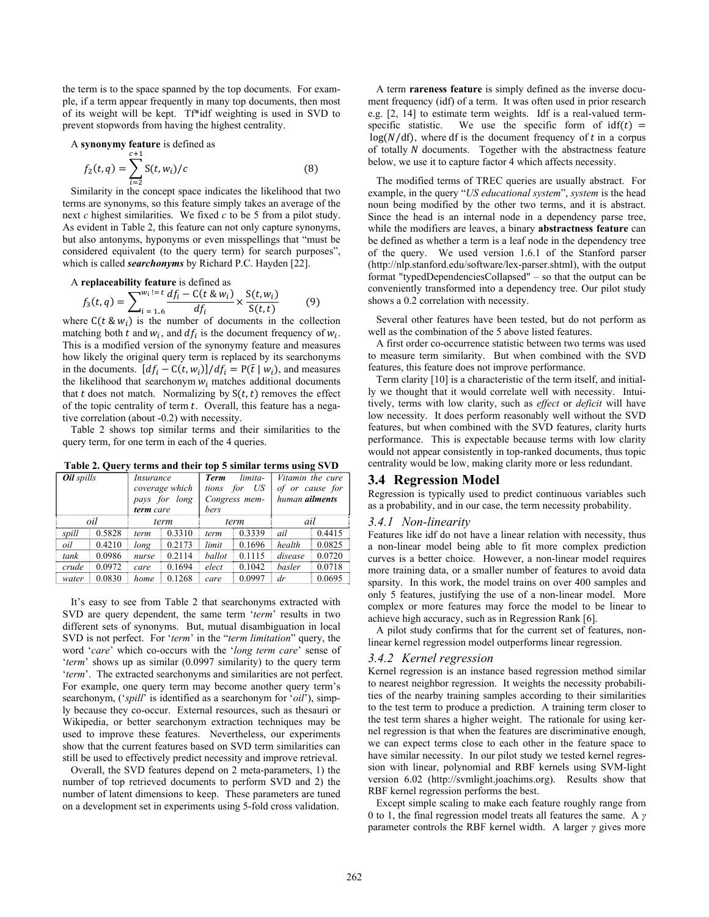the term is to the space spanned by the top documents. For example, if a term appear frequently in many top documents, then most of its weight will be kept. Tf*idf weighting is used in SVD to prevent stopwords from having the highest centrality.

A **synonymy feature** is defined as

$$f_2(t,q) = \sum_{i=2}^{c+1} \mathrm{S}(t, w_i)/c \qquad (8)$$

Similarity in the concept space indicates the likelihood that two terms are synonyms, so this feature simply takes an average of the next *c* highest similarities. We fixed *c* to be 5 from a pilot study. As evident in Table 2, this feature can not only capture synonyms, but also antonyms, hyponyms or even misspellings that "must be considered equivalent (to the query term) for search purposes", which is called ***searchonyms*** by Richard P.C. Hayden [22].

A **replaceability feature** is defined as

$$f_3(t,q) = \sum_{i=1..6}^{w_i\,!=\,t} \frac{df_i - \mathrm{C}(t\,\&\,w_i)}{df_i} \times \frac{\mathrm{S}(t,w_i)}{\mathrm{S}(t,t)} \qquad (9)$$

where $\mathrm{C}(t\,\&\,w_i)$ is the number of documents in the collection matching both $t$ and $w_i$, and $df_i$ is the document frequency of $w_i$. This is a modified version of the synonymy feature and measures how likely the original query term is replaced by its searchonyms in the documents. $[df_i - \mathrm{C}(t, w_i)]/df_i = \mathrm{P}(\bar{t} \mid w_i)$, and measures the likelihood that searchonym $w_i$ matches additional documents that $t$ does not match. Normalizing by $\mathrm{S}(t,t)$ removes the effect of the topic centrality of term $t$. Overall, this feature has a negative correlation (about -0.2) with necessity.

Table 2 shows top similar terms and their similarities to the query term, for one term in each of the 4 queries.

**Table 2. Query terms and their top 5 similar terms using SVD**

| ***Oil*** *spills* | | *Insurance coverage which pays for long* ***term*** *care* | | ***Term*** *limitations for US Congress members* | | *Vitamin the cure of or cause for human* ***ailments*** | |
|---|---|---|---|---|---|---|---|
| *oil* | | *term* | | *term* | | *ail* | |
| *spill* | 0.5828 | *term* | 0.3310 | *term* | 0.3339 | *ail* | 0.4415 |
| *oil* | 0.4210 | *long* | 0.2173 | *limit* | 0.1696 | *health* | 0.0825 |
| *tank* | 0.0986 | *nurse* | 0.2114 | *ballot* | 0.1115 | *disease* | 0.0720 |
| *crude* | 0.0972 | *care* | 0.1694 | *elect* | 0.1042 | *basler* | 0.0718 |
| *water* | 0.0830 | *home* | 0.1268 | *care* | 0.0997 | *dr* | 0.0695 |

It's easy to see from Table 2 that searchonyms extracted with SVD are query dependent, the same term '*term*' results in two different sets of synonyms. But, mutual disambiguation in local SVD is not perfect. For '*term*' in the "*term limitation*" query, the word '*care*' which co-occurs with the '*long term care*' sense of '*term*' shows up as similar (0.0997 similarity) to the query term '*term*'. The extracted searchonyms and similarities are not perfect. For example, one query term may become another query term's searchonym, ('*spill*' is identified as a searchonym for '*oil*'), simply because they co-occur. External resources, such as thesauri or Wikipedia, or better searchonym extraction techniques may be used to improve these features. Nevertheless, our experiments show that the current features based on SVD term similarities can still be used to effectively predict necessity and improve retrieval.

Overall, the SVD features depend on 2 meta-parameters, 1) the number of top retrieved documents to perform SVD and 2) the number of latent dimensions to keep. These parameters are tuned on a development set in experiments using 5-fold cross validation.

A term **rareness feature** is simply defined as the inverse document frequency (idf) of a term. It was often used in prior research e.g. [2, 14] to estimate term weights. Idf is a real-valued term-specific statistic. We use the specific form of $\mathrm{idf}(t) = \log(N/\mathrm{df})$, where df is the document frequency of $t$ in a corpus of totally $N$ documents. Together with the abstractness feature below, we use it to capture factor 4 which affects necessity.

The modified terms of TREC queries are usually abstract. For example, in the query "*US educational system*", *system* is the head noun being modified by the other two terms, and it is abstract. Since the head is an internal node in a dependency parse tree, while the modifiers are leaves, a binary **abstractness feature** can be defined as whether a term is a leaf node in the dependency tree of the query. We used version 1.6.1 of the Stanford parser (http://nlp.stanford.edu/software/lex-parser.shtml), with the output format "typedDependenciesCollapsed" – so that the output can be conveniently transformed into a dependency tree. Our pilot study shows a 0.2 correlation with necessity.

Several other features have been tested, but do not perform as well as the combination of the 5 above listed features.

A first order co-occurrence statistic between two terms was used to measure term similarity. But when combined with the SVD features, this feature does not improve performance.

Term clarity [10] is a characteristic of the term itself, and initially we thought that it would correlate well with necessity. Intuitively, terms with low clarity, such as *effect* or *deficit* will have low necessity. It does perform reasonably well without the SVD features, but when combined with the SVD features, clarity hurts performance. This is expectable because terms with low clarity would not appear consistently in top-ranked documents, thus topic centrality would be low, making clarity more or less redundant.

## 3.4 Regression Model

Regression is typically used to predict continuous variables such as a probability, and in our case, the term necessity probability.

### 3.4.1 Non-linearity

Features like idf do not have a linear relation with necessity, thus a non-linear model being able to fit more complex prediction curves is a better choice. However, a non-linear model requires more training data, or a smaller number of features to avoid data sparsity. In this work, the model trains on over 400 samples and only 5 features, justifying the use of a non-linear model. More complex or more features may force the model to be linear to achieve high accuracy, such as in Regression Rank [6].

A pilot study confirms that for the current set of features, non-linear kernel regression model outperforms linear regression.

### 3.4.2 Kernel regression

Kernel regression is an instance based regression method similar to nearest neighbor regression. It weights the necessity probabilities of the nearby training samples according to their similarities to the test term to produce a prediction. A training term closer to the test term shares a higher weight. The rationale for using kernel regression is that when the features are discriminative enough, we can expect terms close to each other in the feature space to have similar necessity. In our pilot study we tested kernel regression with linear, polynomial and RBF kernels using SVM-light version 6.02 (http://svmlight.joachims.org). Results show that RBF kernel regression performs the best.

Except simple scaling to make each feature roughly range from 0 to 1, the final regression model treats all features the same. A $\gamma$ parameter controls the RBF kernel width. A larger $\gamma$ gives more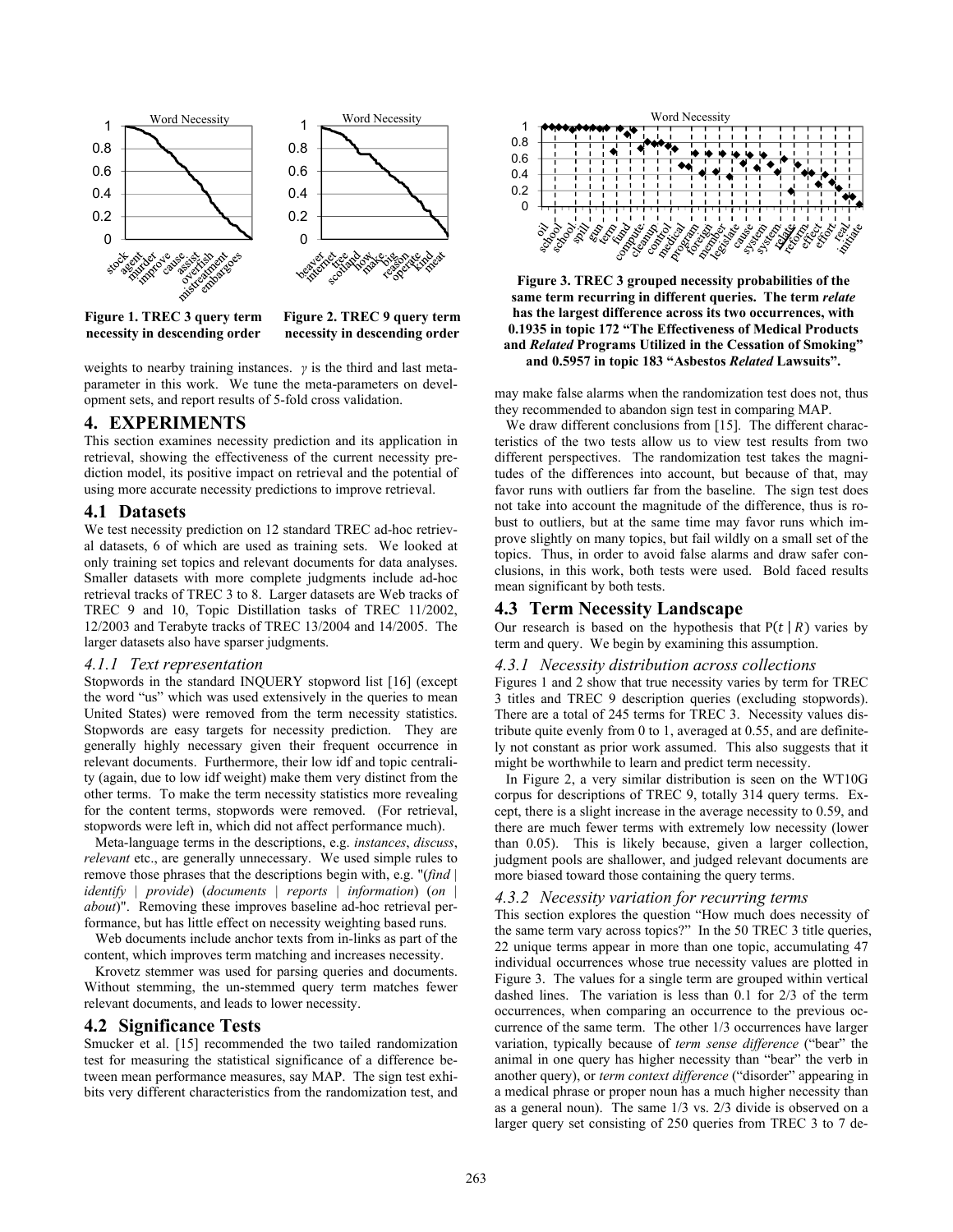Figure 1. TREC 3 query term necessity in descending order

Figure 2. TREC 9 query term necessity in descending order

Figure 3. TREC 3 grouped necessity probabilities of the same term recurring in different queries. The term *relate* has the largest difference across its two occurrences, with 0.1935 in topic 172 "The Effectiveness of Medical Products and *Related* Programs Utilized in the Cessation of Smoking" and 0.5957 in topic 183 "Asbestos *Related* Lawsuits".

weights to nearby training instances. $\gamma$ is the third and last meta-parameter in this work. We tune the meta-parameters on development sets, and report results of 5-fold cross validation.

## 4. EXPERIMENTS

This section examines necessity prediction and its application in retrieval, showing the effectiveness of the current necessity prediction model, its positive impact on retrieval and the potential of using more accurate necessity predictions to improve retrieval.

### 4.1 Datasets

We test necessity prediction on 12 standard TREC ad-hoc retrieval datasets, 6 of which are used as training sets. We looked at only training set topics and relevant documents for data analyses. Smaller datasets with more complete judgments include ad-hoc retrieval tracks of TREC 3 to 8. Larger datasets are Web tracks of TREC 9 and 10, Topic Distillation tasks of TREC 11/2002, 12/2003 and Terabyte tracks of TREC 13/2004 and 14/2005. The larger datasets also have sparser judgments.

#### *4.1.1 Text representation*

Stopwords in the standard INQUERY stopword list [16] (except the word "us" which was used extensively in the queries to mean United States) were removed from the term necessity statistics. Stopwords are easy targets for necessity prediction. They are generally highly necessary given their frequent occurrence in relevant documents. Furthermore, their low idf and topic centrality (again, due to low idf weight) make them very distinct from the other terms. To make the term necessity statistics more revealing for the content terms, stopwords were removed. (For retrieval, stopwords were left in, which did not affect performance much).

Meta-language terms in the descriptions, e.g. *instances*, *discuss*, *relevant* etc., are generally unnecessary. We used simple rules to remove those phrases that the descriptions begin with, e.g. "(*find* | *identify* | *provide*) (*documents* | *reports* | *information*) (*on* | *about*)". Removing these improves baseline ad-hoc retrieval performance, but has little effect on necessity weighting based runs.

Web documents include anchor texts from in-links as part of the content, which improves term matching and increases necessity.

Krovetz stemmer was used for parsing queries and documents. Without stemming, the un-stemmed query term matches fewer relevant documents, and leads to lower necessity.

### 4.2 Significance Tests

Smucker et al. [15] recommended the two tailed randomization test for measuring the statistical significance of a difference between mean performance measures, say MAP. The sign test exhibits very different characteristics from the randomization test, and may make false alarms when the randomization test does not, thus they recommended to abandon sign test in comparing MAP.

We draw different conclusions from [15]. The different characteristics of the two tests allow us to view test results from two different perspectives. The randomization test takes the magnitudes of the differences into account, but because of that, may favor runs with outliers far from the baseline. The sign test does not take into account the magnitude of the difference, thus is robust to outliers, but at the same time may favor runs which improve slightly on many topics, but fail wildly on a small set of the topics. Thus, in order to avoid false alarms and draw safer conclusions, in this work, both tests were used. Bold faced results mean significant by both tests.

### 4.3 Term Necessity Landscape

Our research is based on the hypothesis that $\mathrm{P}(t \mid R)$ varies by term and query. We begin by examining this assumption.

#### *4.3.1 Necessity distribution across collections*

Figures 1 and 2 show that true necessity varies by term for TREC 3 titles and TREC 9 description queries (excluding stopwords). There are a total of 245 terms for TREC 3. Necessity values distribute quite evenly from 0 to 1, averaged at 0.55, and are definitely not constant as prior work assumed. This also suggests that it might be worthwhile to learn and predict term necessity.

In Figure 2, a very similar distribution is seen on the WT10G corpus for descriptions of TREC 9, totally 314 query terms. Except, there is a slight increase in the average necessity to 0.59, and there are much fewer terms with extremely low necessity (lower than 0.05). This is likely because, given a larger collection, judgment pools are shallower, and judged relevant documents are more biased toward those containing the query terms.

#### *4.3.2 Necessity variation for recurring terms*

This section explores the question "How much does necessity of the same term vary across topics?" In the 50 TREC 3 title queries, 22 unique terms appear in more than one topic, accumulating 47 individual occurrences whose true necessity values are plotted in Figure 3. The values for a single term are grouped within vertical dashed lines. The variation is less than 0.1 for 2/3 of the term occurrences, when comparing an occurrence to the previous occurrence of the same term. The other 1/3 occurrences have larger variation, typically because of *term sense difference* ("bear" the animal in one query has higher necessity than "bear" the verb in another query), or *term context difference* ("disorder" appearing in a medical phrase or proper noun has a much higher necessity than as a general noun). The same 1/3 vs. 2/3 divide is observed on a larger query set consisting of 250 queries from TREC 3 to 7 de-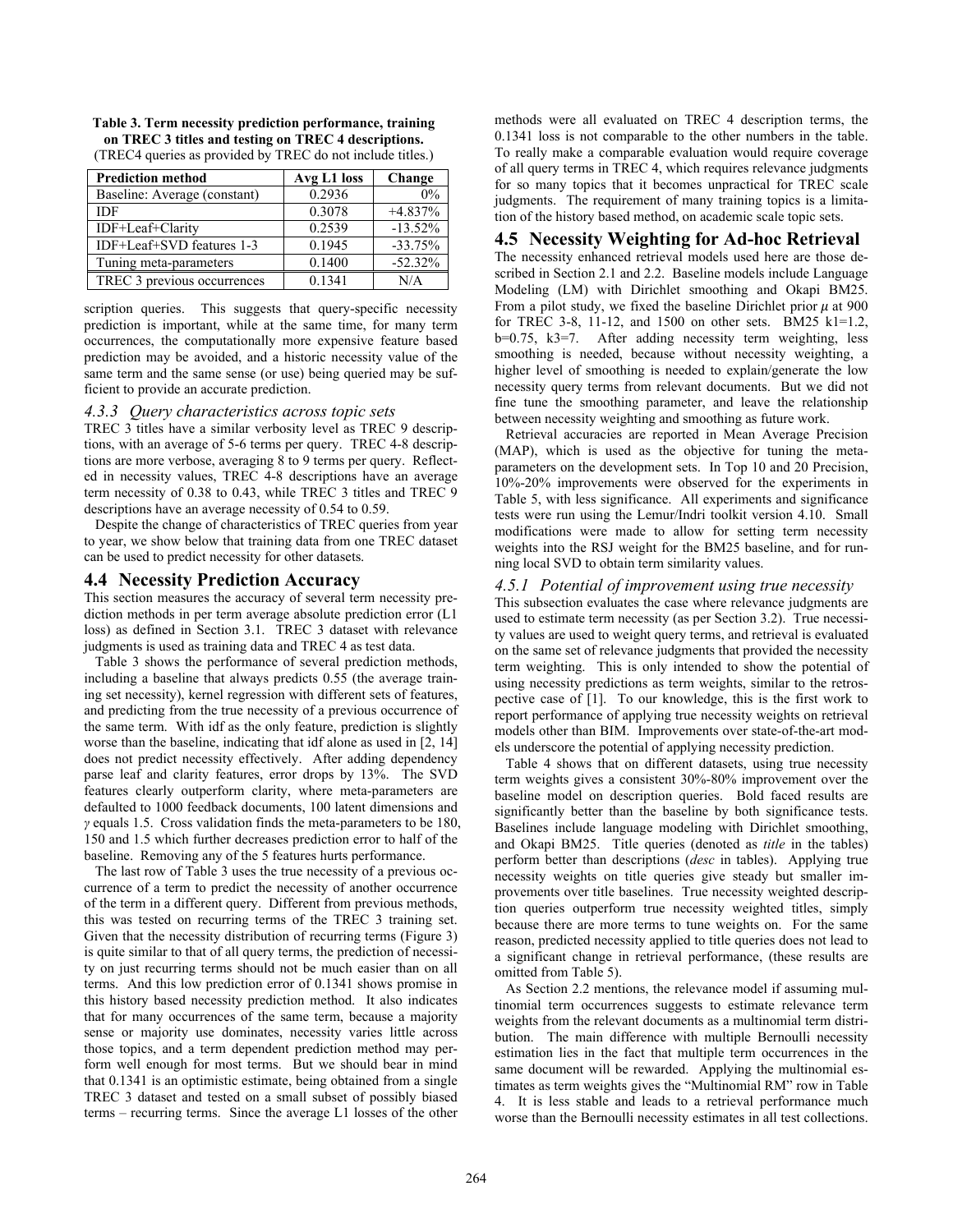**Table 3. Term necessity prediction performance, training on TREC 3 titles and testing on TREC 4 descriptions.**
(TREC4 queries as provided by TREC do not include titles.)

| Prediction method | Avg L1 loss | Change |
|---|---|---|
| Baseline: Average (constant) | 0.2936 | 0% |
| IDF | 0.3078 | +4.837% |
| IDF+Leaf+Clarity | 0.2539 | -13.52% |
| IDF+Leaf+SVD features 1-3 | 0.1945 | -33.75% |
| Tuning meta-parameters | 0.1400 | -52.32% |
| TREC 3 previous occurrences | 0.1341 | N/A |

scription queries. This suggests that query-specific necessity prediction is important, while at the same time, for many term occurrences, the computationally more expensive feature based prediction may be avoided, and a historic necessity value of the same term and the same sense (or use) being queried may be sufficient to provide an accurate prediction.

### *4.3.3 Query characteristics across topic sets*

TREC 3 titles have a similar verbosity level as TREC 9 descriptions, with an average of 5-6 terms per query. TREC 4-8 descriptions are more verbose, averaging 8 to 9 terms per query. Reflected in necessity values, TREC 4-8 descriptions have an average term necessity of 0.38 to 0.43, while TREC 3 titles and TREC 9 descriptions have an average necessity of 0.54 to 0.59.

Despite the change of characteristics of TREC queries from year to year, we show below that training data from one TREC dataset can be used to predict necessity for other datasets.

## 4.4 Necessity Prediction Accuracy

This section measures the accuracy of several term necessity prediction methods in per term average absolute prediction error (L1 loss) as defined in Section 3.1. TREC 3 dataset with relevance judgments is used as training data and TREC 4 as test data.

Table 3 shows the performance of several prediction methods, including a baseline that always predicts 0.55 (the average training set necessity), kernel regression with different sets of features, and predicting from the true necessity of a previous occurrence of the same term. With idf as the only feature, prediction is slightly worse than the baseline, indicating that idf alone as used in [2, 14] does not predict necessity effectively. After adding dependency parse leaf and clarity features, error drops by 13%. The SVD features clearly outperform clarity, where meta-parameters are defaulted to 1000 feedback documents, 100 latent dimensions and $\gamma$ equals 1.5. Cross validation finds the meta-parameters to be 180, 150 and 1.5 which further decreases prediction error to half of the baseline. Removing any of the 5 features hurts performance.

The last row of Table 3 uses the true necessity of a previous occurrence of a term to predict the necessity of another occurrence of the term in a different query. Different from previous methods, this was tested on recurring terms of the TREC 3 training set. Given that the necessity distribution of recurring terms (Figure 3) is quite similar to that of all query terms, the prediction of necessity on just recurring terms should not be much easier than on all terms. And this low prediction error of 0.1341 shows promise in this history based necessity prediction method. It also indicates that for many occurrences of the same term, because a majority sense or majority use dominates, necessity varies little across those topics, and a term dependent prediction method may perform well enough for most terms. But we should bear in mind that 0.1341 is an optimistic estimate, being obtained from a single TREC 3 dataset and tested on a small subset of possibly biased terms – recurring terms. Since the average L1 losses of the other methods were all evaluated on TREC 4 description terms, the 0.1341 loss is not comparable to the other numbers in the table. To really make a comparable evaluation would require coverage of all query terms in TREC 4, which requires relevance judgments for so many topics that it becomes unpractical for TREC scale judgments. The requirement of many training topics is a limitation of the history based method, on academic scale topic sets.

## 4.5 Necessity Weighting for Ad-hoc Retrieval

The necessity enhanced retrieval models used here are those described in Section 2.1 and 2.2. Baseline models include Language Modeling (LM) with Dirichlet smoothing and Okapi BM25. From a pilot study, we fixed the baseline Dirichlet prior $\mu$ at 900 for TREC 3-8, 11-12, and 1500 on other sets. BM25 k1=1.2, b=0.75, k3=7. After adding necessity term weighting, less smoothing is needed, because without necessity weighting, a higher level of smoothing is needed to explain/generate the low necessity query terms from relevant documents. But we did not fine tune the smoothing parameter, and leave the relationship between necessity weighting and smoothing as future work.

Retrieval accuracies are reported in Mean Average Precision (MAP), which is used as the objective for tuning the meta-parameters on the development sets. In Top 10 and 20 Precision, 10%-20% improvements were observed for the experiments in Table 5, with less significance. All experiments and significance tests were run using the Lemur/Indri toolkit version 4.10. Small modifications were made to allow for setting term necessity weights into the RSJ weight for the BM25 baseline, and for running local SVD to obtain term similarity values.

### *4.5.1 Potential of improvement using true necessity*

This subsection evaluates the case where relevance judgments are used to estimate term necessity (as per Section 3.2). True necessity values are used to weight query terms, and retrieval is evaluated on the same set of relevance judgments that provided the necessity term weighting. This is only intended to show the potential of using necessity predictions as term weights, similar to the retrospective case of [1]. To our knowledge, this is the first work to report performance of applying true necessity weights on retrieval models other than BIM. Improvements over state-of-the-art models underscore the potential of applying necessity prediction.

Table 4 shows that on different datasets, using true necessity term weights gives a consistent 30%-80% improvement over the baseline model on description queries. Bold faced results are significantly better than the baseline by both significance tests. Baselines include language modeling with Dirichlet smoothing, and Okapi BM25. Title queries (denoted as *title* in the tables) perform better than descriptions (*desc* in tables). Applying true necessity weights on title queries give steady but smaller improvements over title baselines. True necessity weighted description queries outperform true necessity weighted titles, simply because there are more terms to tune weights on. For the same reason, predicted necessity applied to title queries does not lead to a significant change in retrieval performance, (these results are omitted from Table 5).

As Section 2.2 mentions, the relevance model if assuming multinomial term occurrences suggests to estimate relevance term weights from the relevant documents as a multinomial term distribution. The main difference with multiple Bernoulli necessity estimation lies in the fact that multiple term occurrences in the same document will be rewarded. Applying the multinomial estimates as term weights gives the "Multinomial RM" row in Table 4. It is less stable and leads to a retrieval performance much worse than the Bernoulli necessity estimates in all test collections.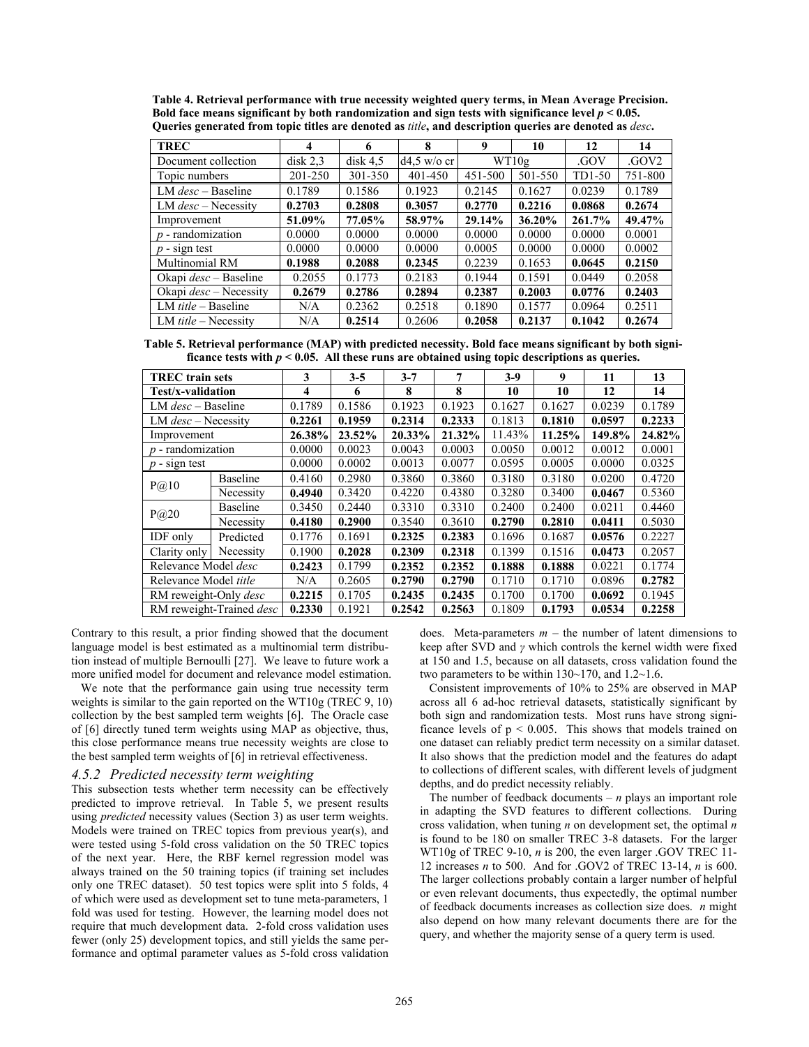**Table 4. Retrieval performance with true necessity weighted query terms, in Mean Average Precision. Bold face means significant by both randomization and sign tests with significance level $p < 0.05$. Queries generated from topic titles are denoted as *title*, and description queries are denoted as *desc*.**

| TREC | 4 | 6 | 8 | 9 | 10 | 12 | 14 |
|---|---|---|---|---|---|---|---|
| Document collection | disk 2,3 | disk 4,5 | d4,5 w/o cr | WT10g | | .GOV | .GOV2 |
| Topic numbers | 201-250 | 301-350 | 401-450 | 451-500 | 501-550 | TD1-50 | 751-800 |
| LM *desc* – Baseline | 0.1789 | 0.1586 | 0.1923 | 0.2145 | 0.1627 | 0.0239 | 0.1789 |
| LM *desc* – Necessity | **0.2703** | **0.2808** | **0.3057** | **0.2770** | **0.2216** | **0.0868** | **0.2674** |
| Improvement | **51.09%** | **77.05%** | **58.97%** | **29.14%** | **36.20%** | **261.7%** | **49.47%** |
| *p* - randomization | 0.0000 | 0.0000 | 0.0000 | 0.0000 | 0.0000 | 0.0000 | 0.0001 |
| *p* - sign test | 0.0000 | 0.0000 | 0.0000 | 0.0005 | 0.0000 | 0.0000 | 0.0002 |
| Multinomial RM | **0.1988** | **0.2088** | **0.2345** | 0.2239 | 0.1653 | **0.0645** | **0.2150** |
| Okapi *desc* – Baseline | 0.2055 | 0.1773 | 0.2183 | 0.1944 | 0.1591 | 0.0449 | 0.2058 |
| Okapi *desc* – Necessity | **0.2679** | **0.2786** | **0.2894** | **0.2387** | **0.2003** | **0.0776** | **0.2403** |
| LM *title* – Baseline | N/A | 0.2362 | 0.2518 | 0.1890 | 0.1577 | 0.0964 | 0.2511 |
| LM *title* – Necessity | N/A | **0.2514** | 0.2606 | **0.2058** | **0.2137** | **0.1042** | **0.2674** |

**Table 5. Retrieval performance (MAP) with predicted necessity. Bold face means significant by both significance tests with $p < 0.05$. All these runs are obtained using topic descriptions as queries.**

| TREC train sets | | 3 | 3-5 | 3-7 | 7 | 3-9 | 9 | 11 | 13 |
|---|---|---|---|---|---|---|---|---|---|
| **Test/x-validation** | | **4** | **6** | **8** | **8** | **10** | **10** | **12** | **14** |
| LM *desc* – Baseline | | 0.1789 | 0.1586 | 0.1923 | 0.1923 | 0.1627 | 0.1627 | 0.0239 | 0.1789 |
| LM *desc* – Necessity | | **0.2261** | **0.1959** | **0.2314** | **0.2333** | 0.1813 | **0.1810** | **0.0597** | **0.2233** |
| Improvement | | **26.38%** | **23.52%** | **20.33%** | **21.32%** | 11.43% | **11.25%** | **149.8%** | **24.82%** |
| *p* - randomization | | 0.0000 | 0.0023 | 0.0043 | 0.0003 | 0.0050 | 0.0012 | 0.0012 | 0.0001 |
| *p* - sign test | | 0.0000 | 0.0002 | 0.0013 | 0.0077 | 0.0595 | 0.0005 | 0.0000 | 0.0325 |
| P@10 | Baseline | 0.4160 | 0.2980 | 0.3860 | 0.3860 | 0.3180 | 0.3180 | 0.0200 | 0.4720 |
| | Necessity | **0.4940** | 0.3420 | 0.4220 | 0.4380 | 0.3280 | 0.3400 | **0.0467** | 0.5360 |
| P@20 | Baseline | 0.3450 | 0.2440 | 0.3310 | 0.3310 | 0.2400 | 0.2400 | 0.0211 | 0.4460 |
| | Necessity | **0.4180** | **0.2900** | 0.3540 | 0.3610 | **0.2790** | **0.2810** | **0.0411** | 0.5030 |
| IDF only | Predicted | 0.1776 | 0.1691 | **0.2325** | **0.2383** | 0.1696 | 0.1687 | **0.0576** | 0.2227 |
| Clarity only | Necessity | 0.1900 | **0.2028** | **0.2309** | **0.2318** | 0.1399 | 0.1516 | **0.0473** | 0.2057 |
| Relevance Model *desc* | | **0.2423** | 0.1799 | **0.2352** | **0.2352** | **0.1888** | **0.1888** | 0.0221 | 0.1774 |
| Relevance Model *title* | | N/A | 0.2605 | **0.2790** | **0.2790** | 0.1710 | 0.1710 | 0.0896 | **0.2782** |
| RM reweight-Only *desc* | | **0.2215** | 0.1705 | **0.2435** | **0.2435** | 0.1700 | 0.1700 | **0.0692** | 0.1945 |
| RM reweight-Trained *desc* | | **0.2330** | 0.1921 | **0.2542** | **0.2563** | 0.1809 | **0.1793** | **0.0534** | **0.2258** |

Contrary to this result, a prior finding showed that the document language model is best estimated as a multinomial term distribution instead of multiple Bernoulli [27]. We leave to future work a more unified model for document and relevance model estimation.

We note that the performance gain using true necessity term weights is similar to the gain reported on the WT10g (TREC 9, 10) collection by the best sampled term weights [6]. The Oracle case of [6] directly tuned term weights using MAP as objective, thus, this close performance means true necessity weights are close to the best sampled term weights of [6] in retrieval effectiveness.

### 4.5.2 Predicted necessity term weighting

This subsection tests whether term necessity can be effectively predicted to improve retrieval. In Table 5, we present results using *predicted* necessity values (Section 3) as user term weights. Models were trained on TREC topics from previous year(s), and were tested using 5-fold cross validation on the 50 TREC topics of the next year. Here, the RBF kernel regression model was always trained on the 50 training topics (if training set includes only one TREC dataset). 50 test topics were split into 5 folds, 4 of which were used as development set to tune meta-parameters, 1 fold was used for testing. However, the learning model does not require that much development data. 2-fold cross validation uses fewer (only 25) development topics, and still yields the same performance and optimal parameter values as 5-fold cross validation does. Meta-parameters $m$ – the number of latent dimensions to keep after SVD and $\gamma$ which controls the kernel width were fixed at 150 and 1.5, because on all datasets, cross validation found the two parameters to be within 130~170, and 1.2~1.6.

Consistent improvements of 10% to 25% are observed in MAP across all 6 ad-hoc retrieval datasets, statistically significant by both sign and randomization tests. Most runs have strong significance levels of $p < 0.005$. This shows that models trained on one dataset can reliably predict term necessity on a similar dataset. It also shows that the prediction model and the features do adapt to collections of different scales, with different levels of judgment depths, and do predict necessity reliably.

The number of feedback documents – $n$ plays an important role in adapting the SVD features to different collections. During cross validation, when tuning $n$ on development set, the optimal $n$ is found to be 180 on smaller TREC 3-8 datasets. For the larger WT10g of TREC 9-10, $n$ is 200, the even larger .GOV TREC 11-12 increases $n$ to 500. And for .GOV2 of TREC 13-14, $n$ is 600. The larger collections probably contain a larger number of helpful or even relevant documents, thus expectedly, the optimal number of feedback documents increases as collection size does. $n$ might also depend on how many relevant documents there are for the query, and whether the majority sense of a query term is used.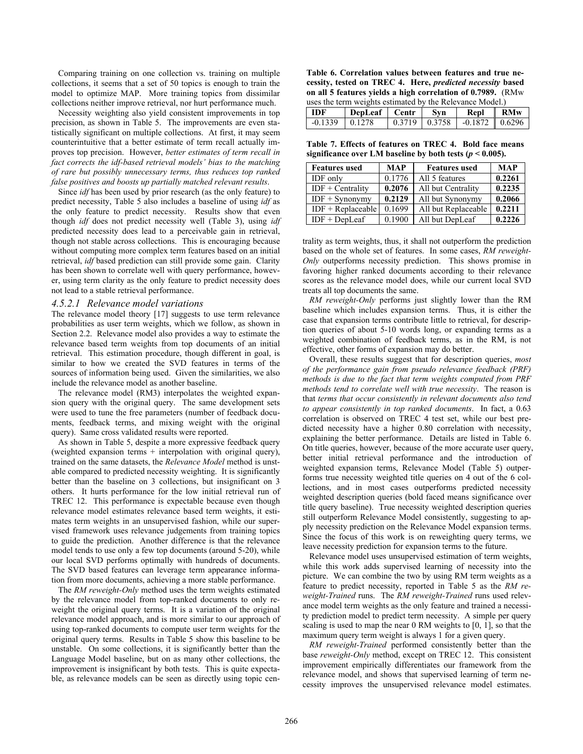Comparing training on one collection vs. training on multiple collections, it seems that a set of 50 topics is enough to train the model to optimize MAP. More training topics from dissimilar collections neither improve retrieval, nor hurt performance much.

Necessity weighting also yield consistent improvements in top precision, as shown in Table 5. The improvements are even statistically significant on multiple collections. At first, it may seem counterintuitive that a better estimate of term recall actually improves top precision. However, *better estimates of term recall in fact corrects the idf-based retrieval models' bias to the matching of rare but possibly unnecessary terms, thus reduces top ranked false positives and boosts up partially matched relevant results*.

Since *idf* has been used by prior research (as the only feature) to predict necessity, Table 5 also includes a baseline of using *idf* as the only feature to predict necessity. Results show that even though *idf* does not predict necessity well (Table 3), using *idf* predicted necessity does lead to a perceivable gain in retrieval, though not stable across collections. This is encouraging because without computing more complex term features based on an initial retrieval, *idf* based prediction can still provide some gain. Clarity has been shown to correlate well with query performance, however, using term clarity as the only feature to predict necessity does not lead to a stable retrieval performance.

#### 4.5.2.1 Relevance model variations

The relevance model theory [17] suggests to use term relevance probabilities as user term weights, which we follow, as shown in Section 2.2. Relevance model also provides a way to estimate the relevance based term weights from top documents of an initial retrieval. This estimation procedure, though different in goal, is similar to how we created the SVD features in terms of the sources of information being used. Given the similarities, we also include the relevance model as another baseline.

The relevance model (RM3) interpolates the weighted expansion query with the original query. The same development sets were used to tune the free parameters (number of feedback documents, feedback terms, and mixing weight with the original query). Same cross validated results were reported.

As shown in Table 5, despite a more expressive feedback query (weighted expansion terms + interpolation with original query), trained on the same datasets, the *Relevance Model* method is unstable compared to predicted necessity weighting. It is significantly better than the baseline on 3 collections, but insignificant on 3 others. It hurts performance for the low initial retrieval run of TREC 12. This performance is expectable because even though relevance model estimates relevance based term weights, it estimates term weights in an unsupervised fashion, while our supervised framework uses relevance judgements from training topics to guide the prediction. Another difference is that the relevance model tends to use only a few top documents (around 5-20), while our local SVD performs optimally with hundreds of documents. The SVD based features can leverage term appearance information from more documents, achieving a more stable performance.

The *RM reweight-Only* method uses the term weights estimated by the relevance model from top-ranked documents to only reweight the original query terms. It is a variation of the original relevance model approach, and is more similar to our approach of using top-ranked documents to compute user term weights for the original query terms. Results in Table 5 show this baseline to be unstable. On some collections, it is significantly better than the Language Model baseline, but on as many other collections, the improvement is insignificant by both tests. This is quite expectable, as relevance models can be seen as directly using topic centrality as term weights, thus, it shall not outperform the prediction based on the whole set of features. In some cases, *RM reweight-Only* outperforms necessity prediction. This shows promise in favoring higher ranked documents according to their relevance scores as the relevance model does, while our current local SVD treats all top documents the same.

**Table 6. Correlation values between features and true necessity, tested on TREC 4. Here, *predicted necessity* based on all 5 features yields a high correlation of 0.7989.** (RMw uses the term weights estimated by the Relevance Model.)

| IDF | DepLeaf | Centr | Syn | Repl | RMw |
|---|---|---|---|---|---|
| -0.1339 | 0.1278 | 0.3719 | 0.3758 | -0.1872 | 0.6296 |

**Table 7. Effects of features on TREC 4. Bold face means significance over LM baseline by both tests ($p < 0.005$).**

| Features used | MAP | Features used | MAP |
|---|---|---|---|
| IDF only | 0.1776 | All 5 features | **0.2261** |
| IDF + Centrality | **0.2076** | All but Centrality | **0.2235** |
| IDF + Synonymy | **0.2129** | All but Synonymy | 0.2066 |
| IDF + Replaceable | 0.1699 | All but Replaceable | **0.2211** |
| IDF + DepLeaf | 0.1900 | All but DepLeaf | **0.2226** |

*RM reweight-Only* performs just slightly lower than the RM baseline which includes expansion terms. Thus, it is either the case that expansion terms contribute little to retrieval, for description queries of about 5-10 words long, or expanding terms as a weighted combination of feedback terms, as in the RM, is not effective, other forms of expansion may do better.

Overall, these results suggest that for description queries, *most of the performance gain from pseudo relevance feedback (PRF) methods is due to the fact that term weights computed from PRF methods tend to correlate well with true necessity*. The reason is that *terms that occur consistently in relevant documents also tend to appear consistently in top ranked documents*. In fact, a 0.63 correlation is observed on TREC 4 test set, while our best predicted necessity have a higher 0.80 correlation with necessity, explaining the better performance. Details are listed in Table 6. On title queries, however, because of the more accurate user query, better initial retrieval performance and the introduction of weighted expansion terms, Relevance Model (Table 5) outperforms true necessity weighted title queries on 4 out of the 6 collections, and in most cases outperforms predicted necessity weighted description queries (bold faced means significance over title query baseline). True necessity weighted description queries still outperform Relevance Model consistently, suggesting to apply necessity prediction on the Relevance Model expansion terms. Since the focus of this work is on reweighting query terms, we leave necessity prediction for expansion terms to the future.

Relevance model uses unsupervised estimation of term weights, while this work adds supervised learning of necessity into the picture. We can combine the two by using RM term weights as a feature to predict necessity, reported in Table 5 as the *RM reweight-Trained* runs. The *RM reweight-Trained* runs used relevance model term weights as the only feature and trained a necessity prediction model to predict term necessity. A simple per query scaling is used to map the near 0 RM weights to [0, 1], so that the maximum query term weight is always 1 for a given query.

*RM reweight-Trained* performed consistently better than the base *reweight-Only* method, except on TREC 12. This consistent improvement empirically differentiates our framework from the relevance model, and shows that supervised learning of term necessity improves the unsupervised relevance model estimates.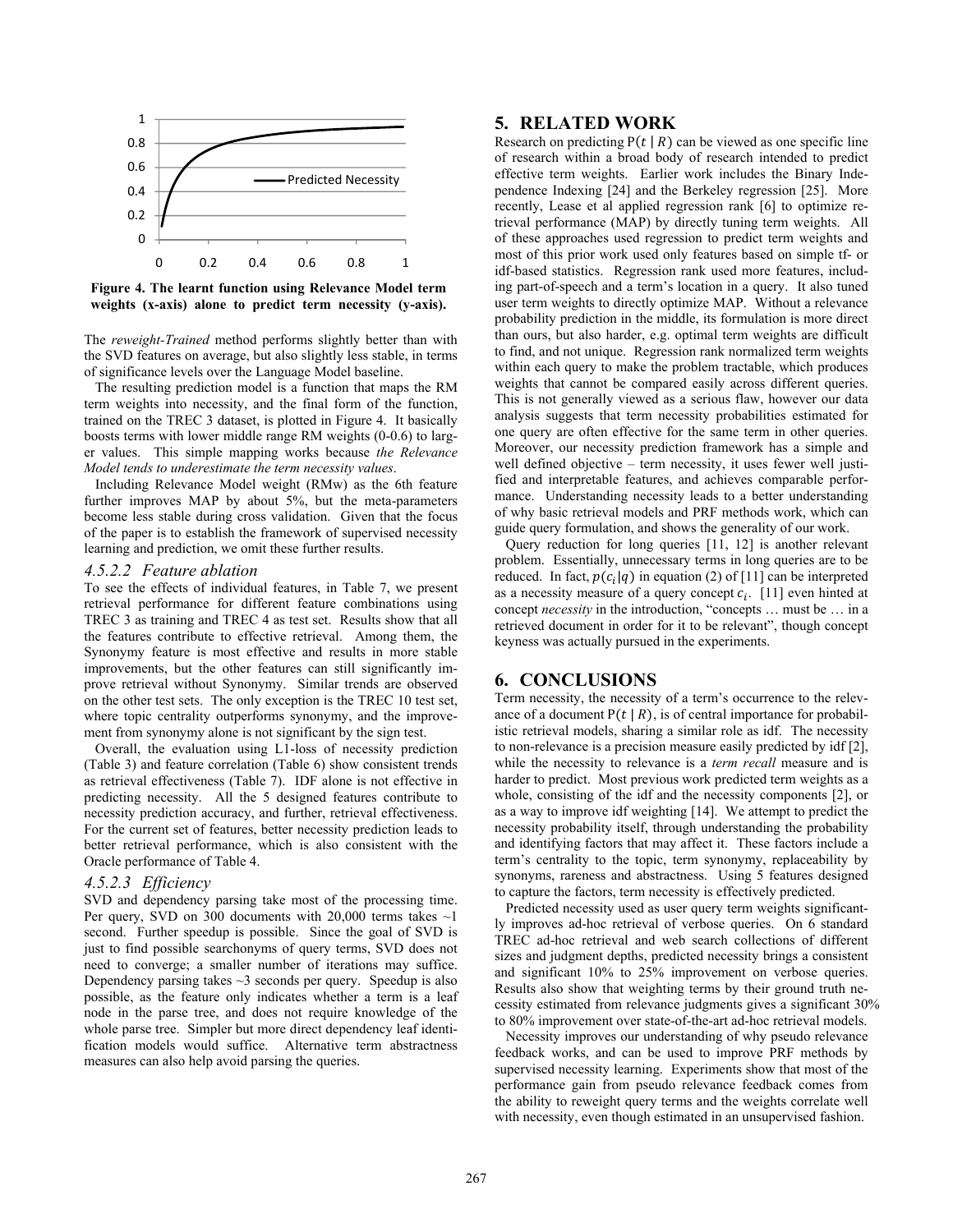Figure 4. The learnt function using Relevance Model term weights (x-axis) alone to predict term necessity (y-axis).

The *reweight-Trained* method performs slightly better than with the SVD features on average, but also slightly less stable, in terms of significance levels over the Language Model baseline.

The resulting prediction model is a function that maps the RM term weights into necessity, and the final form of the function, trained on the TREC 3 dataset, is plotted in Figure 4. It basically boosts terms with lower middle range RM weights (0-0.6) to larger values. This simple mapping works because *the Relevance Model tends to underestimate the term necessity values*.

Including Relevance Model weight (RMw) as the 6th feature further improves MAP by about 5%, but the meta-parameters become less stable during cross validation. Given that the focus of the paper is to establish the framework of supervised necessity learning and prediction, we omit these further results.

#### *4.5.2.2 Feature ablation*

To see the effects of individual features, in Table 7, we present retrieval performance for different feature combinations using TREC 3 as training and TREC 4 as test set. Results show that all the features contribute to effective retrieval. Among them, the Synonymy feature is most effective and results in more stable improvements, but the other features can still significantly improve retrieval without Synonymy. Similar trends are observed on the other test sets. The only exception is the TREC 10 test set, where topic centrality outperforms synonymy, and the improvement from synonymy alone is not significant by the sign test.

Overall, the evaluation using L1-loss of necessity prediction (Table 3) and feature correlation (Table 6) show consistent trends as retrieval effectiveness (Table 7). IDF alone is not effective in predicting necessity. All the 5 designed features contribute to necessity prediction accuracy, and further, retrieval effectiveness. For the current set of features, better necessity prediction leads to better retrieval performance, which is also consistent with the Oracle performance of Table 4.

#### *4.5.2.3 Efficiency*

SVD and dependency parsing take most of the processing time. Per query, SVD on 300 documents with 20,000 terms takes ~1 second. Further speedup is possible. Since the goal of SVD is just to find possible searchonyms of query terms, SVD does not need to converge; a smaller number of iterations may suffice. Dependency parsing takes ~3 seconds per query. Speedup is also possible, as the feature only indicates whether a term is a leaf node in the parse tree, and does not require knowledge of the whole parse tree. Simpler but more direct dependency leaf identification models would suffice. Alternative term abstractness measures can also help avoid parsing the queries.

## 5. RELATED WORK

Research on predicting $P(t \mid R)$ can be viewed as one specific line of research within a broad body of research intended to predict effective term weights. Earlier work includes the Binary Independence Indexing [24] and the Berkeley regression [25]. More recently, Lease et al applied regression rank [6] to optimize retrieval performance (MAP) by directly tuning term weights. All of these approaches used regression to predict term weights and most of this prior work used only features based on simple tf- or idf-based statistics. Regression rank used more features, including part-of-speech and a term's location in a query. It also tuned user term weights to directly optimize MAP. Without a relevance probability prediction in the middle, its formulation is more direct than ours, but also harder, e.g. optimal term weights are difficult to find, and not unique. Regression rank normalized term weights within each query to make the problem tractable, which produces weights that cannot be compared easily across different queries. This is not generally viewed as a serious flaw, however our data analysis suggests that term necessity probabilities estimated for one query are often effective for the same term in other queries. Moreover, our necessity prediction framework has a simple and well defined objective – term necessity, it uses fewer well justified and interpretable features, and achieves comparable performance. Understanding necessity leads to a better understanding of why basic retrieval models and PRF methods work, which can guide query formulation, and shows the generality of our work.

Query reduction for long queries [11, 12] is another relevant problem. Essentially, unnecessary terms in long queries are to be reduced. In fact, $p(c_i|q)$ in equation (2) of [11] can be interpreted as a necessity measure of a query concept $c_i$. [11] even hinted at concept *necessity* in the introduction, "concepts … must be … in a retrieved document in order for it to be relevant", though concept keyness was actually pursued in the experiments.

## 6. CONCLUSIONS

Term necessity, the necessity of a term's occurrence to the relevance of a document $P(t \mid R)$, is of central importance for probabilistic retrieval models, sharing a similar role as idf. The necessity to non-relevance is a precision measure easily predicted by idf [2], while the necessity to relevance is a *term recall* measure and is harder to predict. Most previous work predicted term weights as a whole, consisting of the idf and the necessity components [2], or as a way to improve idf weighting [14]. We attempt to predict the necessity probability itself, through understanding the probability and identifying factors that may affect it. These factors include a term's centrality to the topic, term synonymy, replaceability by synonyms, rareness and abstractness. Using 5 features designed to capture the factors, term necessity is effectively predicted.

Predicted necessity used as user query term weights significantly improves ad-hoc retrieval of verbose queries. On 6 standard TREC ad-hoc retrieval and web search collections of different sizes and judgment depths, predicted necessity brings a consistent and significant 10% to 25% improvement on verbose queries. Results also show that weighting terms by their ground truth necessity estimated from relevance judgments gives a significant 30% to 80% improvement over state-of-the-art ad-hoc retrieval models.

Necessity improves our understanding of why pseudo relevance feedback works, and can be used to improve PRF methods by supervised necessity learning. Experiments show that most of the performance gain from pseudo relevance feedback comes from the ability to reweight query terms and the weights correlate well with necessity, even though estimated in an unsupervised fashion.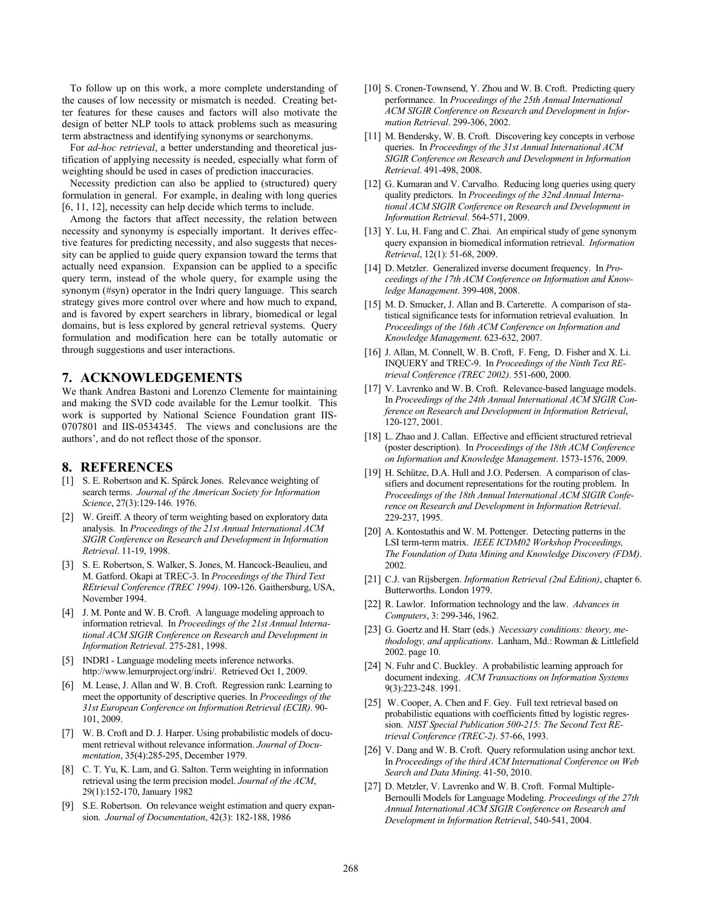To follow up on this work, a more complete understanding of the causes of low necessity or mismatch is needed. Creating better features for these causes and factors will also motivate the design of better NLP tools to attack problems such as measuring term abstractness and identifying synonyms or searchonyms.

For *ad-hoc retrieval*, a better understanding and theoretical justification of applying necessity is needed, especially what form of weighting should be used in cases of prediction inaccuracies.

Necessity prediction can also be applied to (structured) query formulation in general. For example, in dealing with long queries [6, 11, 12], necessity can help decide which terms to include.

Among the factors that affect necessity, the relation between necessity and synonymy is especially important. It derives effective features for predicting necessity, and also suggests that necessity can be applied to guide query expansion toward the terms that actually need expansion. Expansion can be applied to a specific query term, instead of the whole query, for example using the synonym (#syn) operator in the Indri query language. This search strategy gives more control over where and how much to expand, and is favored by expert searchers in library, biomedical or legal domains, but is less explored by general retrieval systems. Query formulation and modification here can be totally automatic or through suggestions and user interactions.

## 7. ACKNOWLEDGEMENTS

We thank Andrea Bastoni and Lorenzo Clemente for maintaining and making the SVD code available for the Lemur toolkit. This work is supported by National Science Foundation grant IIS-0707801 and IIS-0534345. The views and conclusions are the authors', and do not reflect those of the sponsor.

## 8. REFERENCES

[1] S. E. Robertson and K. Spärck Jones. Relevance weighting of search terms. *Journal of the American Society for Information Science*, 27(3):129-146. 1976.

[2] W. Greiff. A theory of term weighting based on exploratory data analysis. In *Proceedings of the 21st Annual International ACM SIGIR Conference on Research and Development in Information Retrieval*. 11-19, 1998.

[3] S. E. Robertson, S. Walker, S. Jones, M. Hancock-Beaulieu, and M. Gatford. Okapi at TREC-3. In *Proceedings of the Third Text REtrieval Conference (TREC 1994)*. 109-126. Gaithersburg, USA, November 1994.

[4] J. M. Ponte and W. B. Croft. A language modeling approach to information retrieval. In *Proceedings of the 21st Annual International ACM SIGIR Conference on Research and Development in Information Retrieval*. 275-281, 1998.

[5] INDRI - Language modeling meets inference networks. http://www.lemurproject.org/indri/. Retrieved Oct 1, 2009.

[6] M. Lease, J. Allan and W. B. Croft. Regression rank: Learning to meet the opportunity of descriptive queries. In *Proceedings of the 31st European Conference on Information Retrieval (ECIR)*. 90-101, 2009.

[7] W. B. Croft and D. J. Harper. Using probabilistic models of document retrieval without relevance information. *Journal of Documentation*, 35(4):285-295, December 1979.

[8] C. T. Yu, K. Lam, and G. Salton. Term weighting in information retrieval using the term precision model. *Journal of the ACM*, 29(1):152-170, January 1982

[9] S.E. Robertson. On relevance weight estimation and query expansion. *Journal of Documentation*, 42(3): 182-188, 1986

[10] S. Cronen-Townsend, Y. Zhou and W. B. Croft. Predicting query performance. In *Proceedings of the 25th Annual International ACM SIGIR Conference on Research and Development in Information Retrieval*. 299-306, 2002.

[11] M. Bendersky, W. B. Croft. Discovering key concepts in verbose queries. In *Proceedings of the 31st Annual International ACM SIGIR Conference on Research and Development in Information Retrieval*. 491-498, 2008.

[12] G. Kumaran and V. Carvalho. Reducing long queries using query quality predictors. In *Proceedings of the 32nd Annual International ACM SIGIR Conference on Research and Development in Information Retrieval*. 564-571, 2009.

[13] Y. Lu, H. Fang and C. Zhai. An empirical study of gene synonym query expansion in biomedical information retrieval. *Information Retrieval*, 12(1): 51-68, 2009.

[14] D. Metzler. Generalized inverse document frequency. In *Proceedings of the 17th ACM Conference on Information and Knowledge Management*. 399-408, 2008.

[15] M. D. Smucker, J. Allan and B. Carterette. A comparison of statistical significance tests for information retrieval evaluation. In *Proceedings of the 16th ACM Conference on Information and Knowledge Management*. 623-632, 2007.

[16] J. Allan, M. Connell, W. B. Croft, F. Feng, D. Fisher and X. Li. INQUERY and TREC-9. In *Proceedings of the Ninth Text REtrieval Conference (TREC 2002)*. 551-600, 2000.

[17] V. Lavrenko and W. B. Croft. Relevance-based language models. In *Proceedings of the 24th Annual International ACM SIGIR Conference on Research and Development in Information Retrieval*, 120-127, 2001.

[18] L. Zhao and J. Callan. Effective and efficient structured retrieval (poster description). In *Proceedings of the 18th ACM Conference on Information and Knowledge Management*. 1573-1576, 2009.

[19] H. Schütze, D.A. Hull and J.O. Pedersen. A comparison of classifiers and document representations for the routing problem. In *Proceedings of the 18th Annual International ACM SIGIR Conference on Research and Development in Information Retrieval*. 229-237, 1995.

[20] A. Kontostathis and W. M. Pottenger. Detecting patterns in the LSI term-term matrix. *IEEE ICDM02 Workshop Proceedings, The Foundation of Data Mining and Knowledge Discovery (FDM)*. 2002.

[21] C.J. van Rijsbergen. *Information Retrieval (2nd Edition)*, chapter 6. Butterworths. London 1979.

[22] R. Lawlor. Information technology and the law. *Advances in Computers*, 3: 299-346, 1962.

[23] G. Goertz and H. Starr (eds.) *Necessary conditions: theory, methodology, and applications*. Lanham, Md.: Rowman & Littlefield 2002. page 10.

[24] N. Fuhr and C. Buckley. A probabilistic learning approach for document indexing. *ACM Transactions on Information Systems* 9(3):223-248. 1991.

[25] W. Cooper, A. Chen and F. Gey. Full text retrieval based on probabilistic equations with coefficients fitted by logistic regression. *NIST Special Publication 500-215: The Second Text REtrieval Conference (TREC-2)*. 57-66, 1993.

[26] V. Dang and W. B. Croft. Query reformulation using anchor text. In *Proceedings of the third ACM International Conference on Web Search and Data Mining*. 41-50, 2010.

[27] D. Metzler, V. Lavrenko and W. B. Croft. Formal Multiple-Bernoulli Models for Language Modeling. *Proceedings of the 27th Annual International ACM SIGIR Conference on Research and Development in Information Retrieval*, 540-541, 2004.